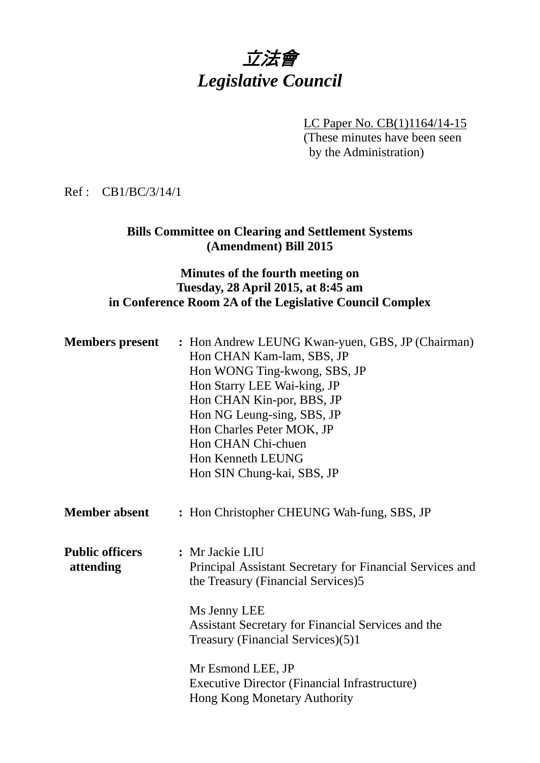# 立法會
# *Legislative Council*

LC Paper No. CB(1)1164/14-15
(These minutes have been seen by the Administration)

Ref : CB1/BC/3/14/1

**Bills Committee on Clearing and Settlement Systems (Amendment) Bill 2015**

**Minutes of the fourth meeting on Tuesday, 28 April 2015, at 8:45 am in Conference Room 2A of the Legislative Council Complex**

**Members present** : Hon Andrew LEUNG Kwan-yuen, GBS, JP (Chairman)
Hon CHAN Kam-lam, SBS, JP
Hon WONG Ting-kwong, SBS, JP
Hon Starry LEE Wai-king, JP
Hon CHAN Kin-por, BBS, JP
Hon NG Leung-sing, SBS, JP
Hon Charles Peter MOK, JP
Hon CHAN Chi-chuen
Hon Kenneth LEUNG
Hon SIN Chung-kai, SBS, JP

**Member absent** : Hon Christopher CHEUNG Wah-fung, SBS, JP

**Public officers attending** : Mr Jackie LIU
Principal Assistant Secretary for Financial Services and the Treasury (Financial Services)5

Ms Jenny LEE
Assistant Secretary for Financial Services and the Treasury (Financial Services)(5)1

Mr Esmond LEE, JP
Executive Director (Financial Infrastructure)
Hong Kong Monetary Authority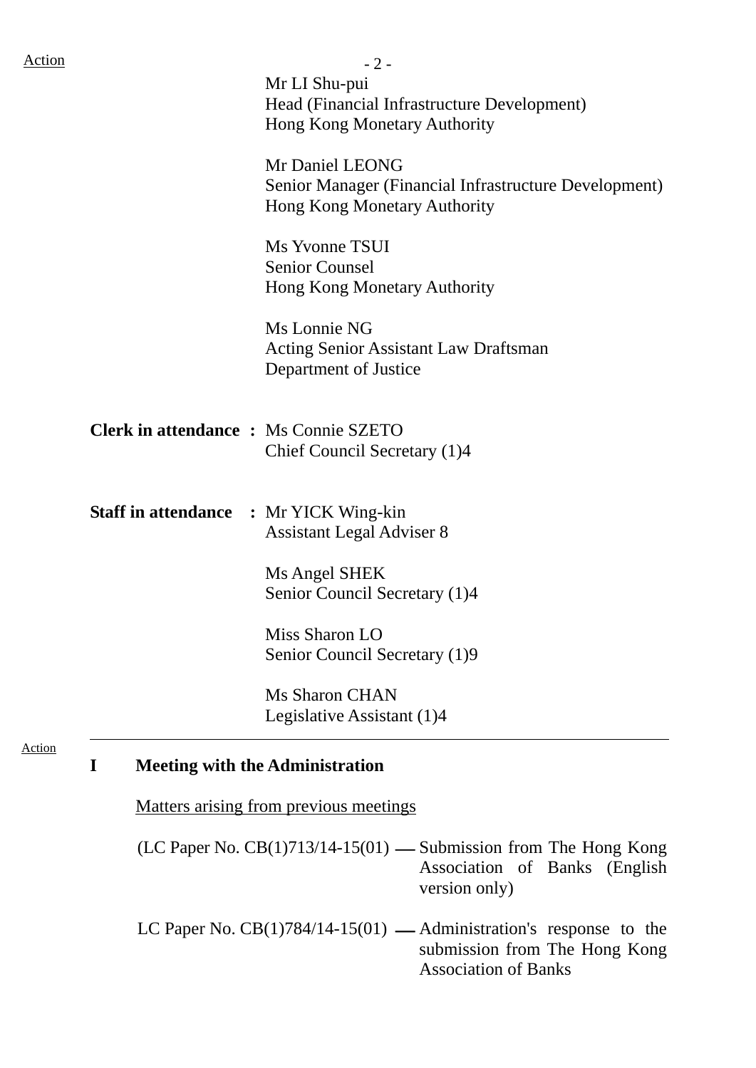Action

Mr LI Shu-pui
Head (Financial Infrastructure Development)
Hong Kong Monetary Authority

Mr Daniel LEONG
Senior Manager (Financial Infrastructure Development)
Hong Kong Monetary Authority

Ms Yvonne TSUI
Senior Counsel
Hong Kong Monetary Authority

Ms Lonnie NG
Acting Senior Assistant Law Draftsman
Department of Justice

**Clerk in attendance :** Ms Connie SZETO
Chief Council Secretary (1)4

**Staff in attendance :** Mr YICK Wing-kin
Assistant Legal Adviser 8

Ms Angel SHEK
Senior Council Secretary (1)4

Miss Sharon LO
Senior Council Secretary (1)9

Ms Sharon CHAN
Legislative Assistant (1)4

---

Action

## I Meeting with the Administration

Matters arising from previous meetings

(LC Paper No. CB(1)713/14-15(01) — Submission from The Hong Kong Association of Banks (English version only)

LC Paper No. CB(1)784/14-15(01) — Administration's response to the submission from The Hong Kong Association of Banks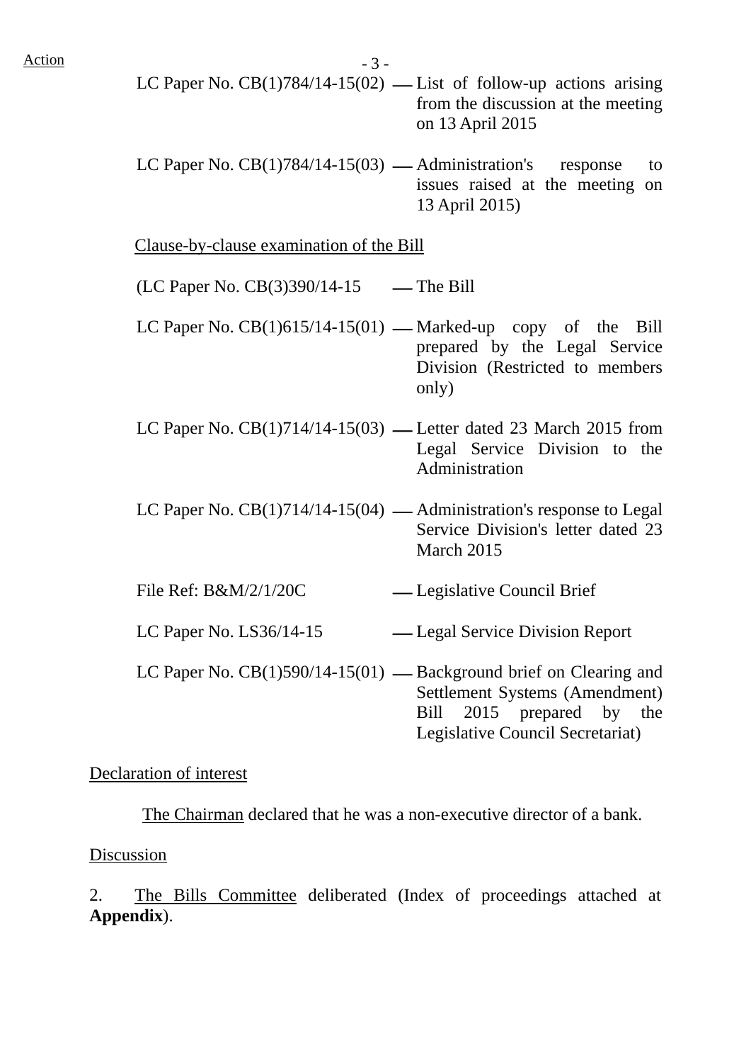Action

| | | |
|---|---|---|
| LC Paper No. CB(1)784/14-15(02) | — | List of follow-up actions arising from the discussion at the meeting on 13 April 2015 |
| LC Paper No. CB(1)784/14-15(03) | — | Administration's response to issues raised at the meeting on 13 April 2015) |

Clause-by-clause examination of the Bill

| | | |
|---|---|---|
| (LC Paper No. CB(3)390/14-15 | — | The Bill |
| LC Paper No. CB(1)615/14-15(01) | — | Marked-up copy of the Bill prepared by the Legal Service Division (Restricted to members only) |
| LC Paper No. CB(1)714/14-15(03) | — | Letter dated 23 March 2015 from Legal Service Division to the Administration |
| LC Paper No. CB(1)714/14-15(04) | — | Administration's response to Legal Service Division's letter dated 23 March 2015 |
| File Ref: B&M/2/1/20C | — | Legislative Council Brief |
| LC Paper No. LS36/14-15 | — | Legal Service Division Report |
| LC Paper No. CB(1)590/14-15(01) | — | Background brief on Clearing and Settlement Systems (Amendment) Bill 2015 prepared by the Legislative Council Secretariat) |

Declaration of interest

The Chairman declared that he was a non-executive director of a bank.

Discussion

2. The Bills Committee deliberated (Index of proceedings attached at **Appendix**).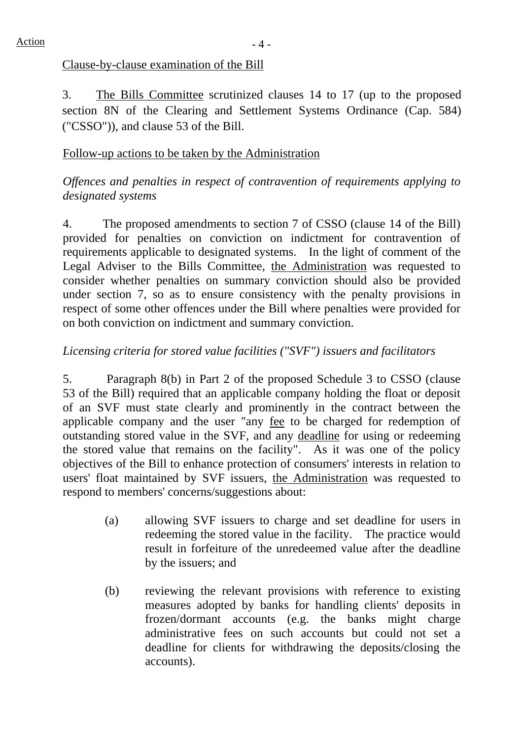Action

<u>Clause-by-clause examination of the Bill</u>

3. <u>The Bills Committee</u> scrutinized clauses 14 to 17 (up to the proposed section 8N of the Clearing and Settlement Systems Ordinance (Cap. 584) ("CSSO")), and clause 53 of the Bill.

<u>Follow-up actions to be taken by the Administration</u>

*Offences and penalties in respect of contravention of requirements applying to designated systems*

4. The proposed amendments to section 7 of CSSO (clause 14 of the Bill) provided for penalties on conviction on indictment for contravention of requirements applicable to designated systems. In the light of comment of the Legal Adviser to the Bills Committee, <u>the Administration</u> was requested to consider whether penalties on summary conviction should also be provided under section 7, so as to ensure consistency with the penalty provisions in respect of some other offences under the Bill where penalties were provided for on both conviction on indictment and summary conviction.

*Licensing criteria for stored value facilities ("SVF") issuers and facilitators*

5. Paragraph 8(b) in Part 2 of the proposed Schedule 3 to CSSO (clause 53 of the Bill) required that an applicable company holding the float or deposit of an SVF must state clearly and prominently in the contract between the applicable company and the user "any <u>fee</u> to be charged for redemption of outstanding stored value in the SVF, and any <u>deadline</u> for using or redeeming the stored value that remains on the facility". As it was one of the policy objectives of the Bill to enhance protection of consumers' interests in relation to users' float maintained by SVF issuers, <u>the Administration</u> was requested to respond to members' concerns/suggestions about:

(a) allowing SVF issuers to charge and set deadline for users in redeeming the stored value in the facility. The practice would result in forfeiture of the unredeemed value after the deadline by the issuers; and

(b) reviewing the relevant provisions with reference to existing measures adopted by banks for handling clients' deposits in frozen/dormant accounts (e.g. the banks might charge administrative fees on such accounts but could not set a deadline for clients for withdrawing the deposits/closing the accounts).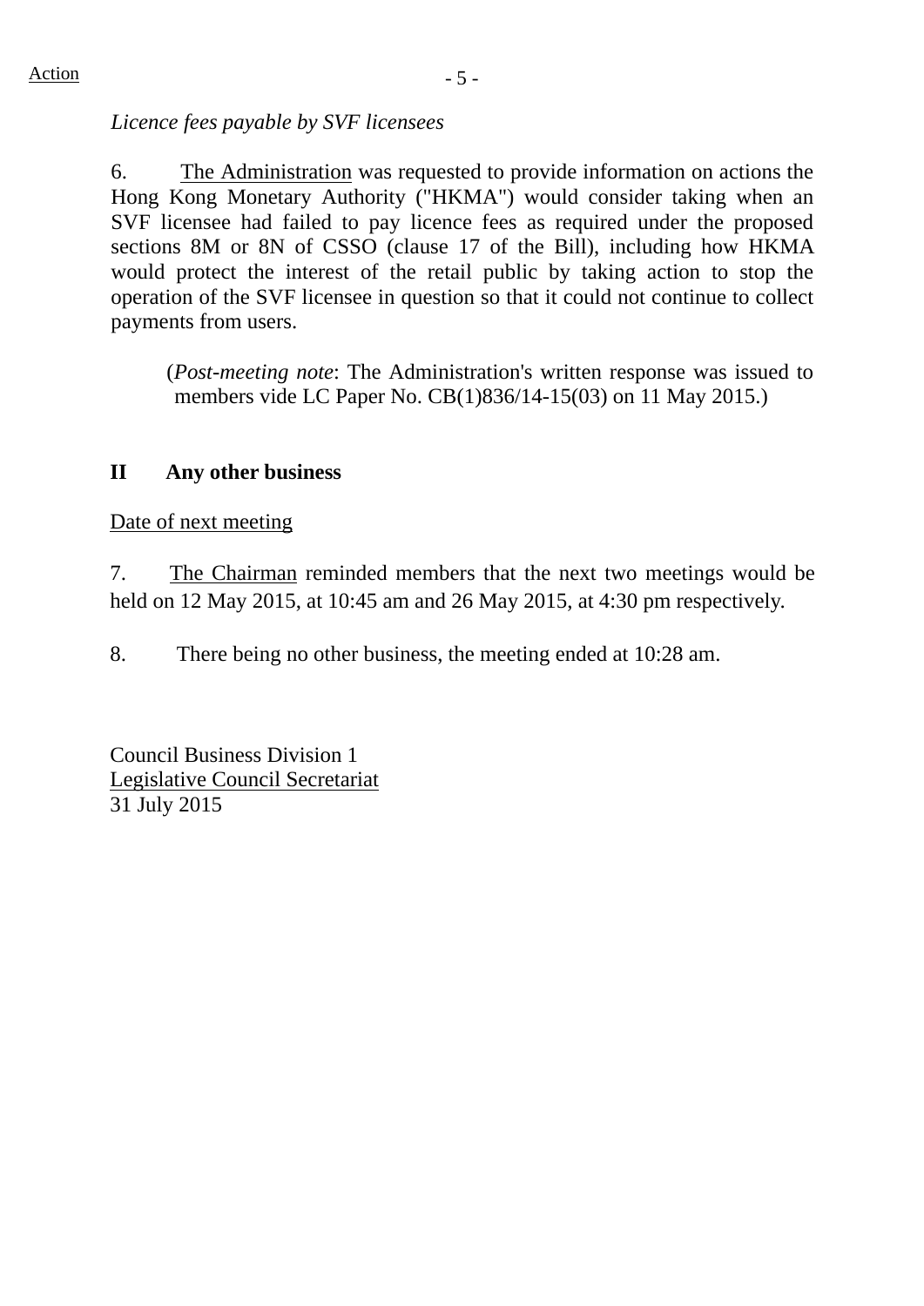*Licence fees payable by SVF licensees*

6. The Administration was requested to provide information on actions the Hong Kong Monetary Authority ("HKMA") would consider taking when an SVF licensee had failed to pay licence fees as required under the proposed sections 8M or 8N of CSSO (clause 17 of the Bill), including how HKMA would protect the interest of the retail public by taking action to stop the operation of the SVF licensee in question so that it could not continue to collect payments from users.

> (*Post-meeting note*: The Administration's written response was issued to members vide LC Paper No. CB(1)836/14-15(03) on 11 May 2015.)

**II Any other business**

Date of next meeting

7. The Chairman reminded members that the next two meetings would be held on 12 May 2015, at 10:45 am and 26 May 2015, at 4:30 pm respectively.

8. There being no other business, the meeting ended at 10:28 am.

Council Business Division 1
Legislative Council Secretariat
31 July 2015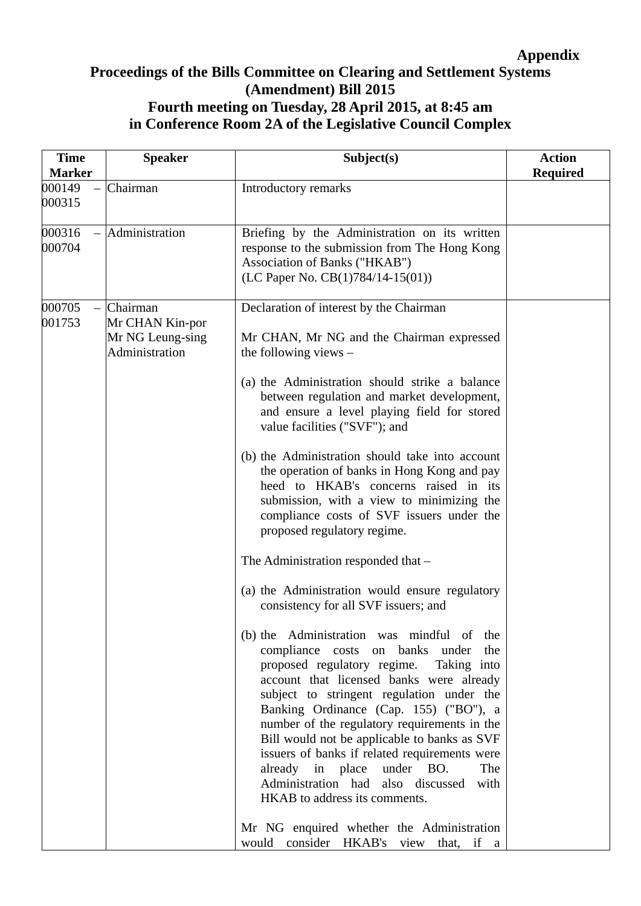**Appendix**

**Proceedings of the Bills Committee on Clearing and Settlement Systems (Amendment) Bill 2015**
**Fourth meeting on Tuesday, 28 April 2015, at 8:45 am**
**in Conference Room 2A of the Legislative Council Complex**

| Time Marker | Speaker | Subject(s) | Action Required |
|---|---|---|---|
| 000149 – 000315 | Chairman | Introductory remarks | |
| 000316 – 000704 | Administration | Briefing by the Administration on its written response to the submission from The Hong Kong Association of Banks ("HKAB") (LC Paper No. CB(1)784/14-15(01)) | |
| 000705 – 001753 | Chairman<br>Mr CHAN Kin-por<br>Mr NG Leung-sing<br>Administration | Declaration of interest by the Chairman<br><br>Mr CHAN, Mr NG and the Chairman expressed the following views –<br><br>(a) the Administration should strike a balance between regulation and market development, and ensure a level playing field for stored value facilities ("SVF"); and<br><br>(b) the Administration should take into account the operation of banks in Hong Kong and pay heed to HKAB's concerns raised in its submission, with a view to minimizing the compliance costs of SVF issuers under the proposed regulatory regime.<br><br>The Administration responded that –<br><br>(a) the Administration would ensure regulatory consistency for all SVF issuers; and<br><br>(b) the Administration was mindful of the compliance costs on banks under the proposed regulatory regime. Taking into account that licensed banks were already subject to stringent regulation under the Banking Ordinance (Cap. 155) ("BO"), a number of the regulatory requirements in the Bill would not be applicable to banks as SVF issuers of banks if related requirements were already in place under BO. The Administration had also discussed with HKAB to address its comments.<br><br>Mr NG enquired whether the Administration would consider HKAB's view that, if a | |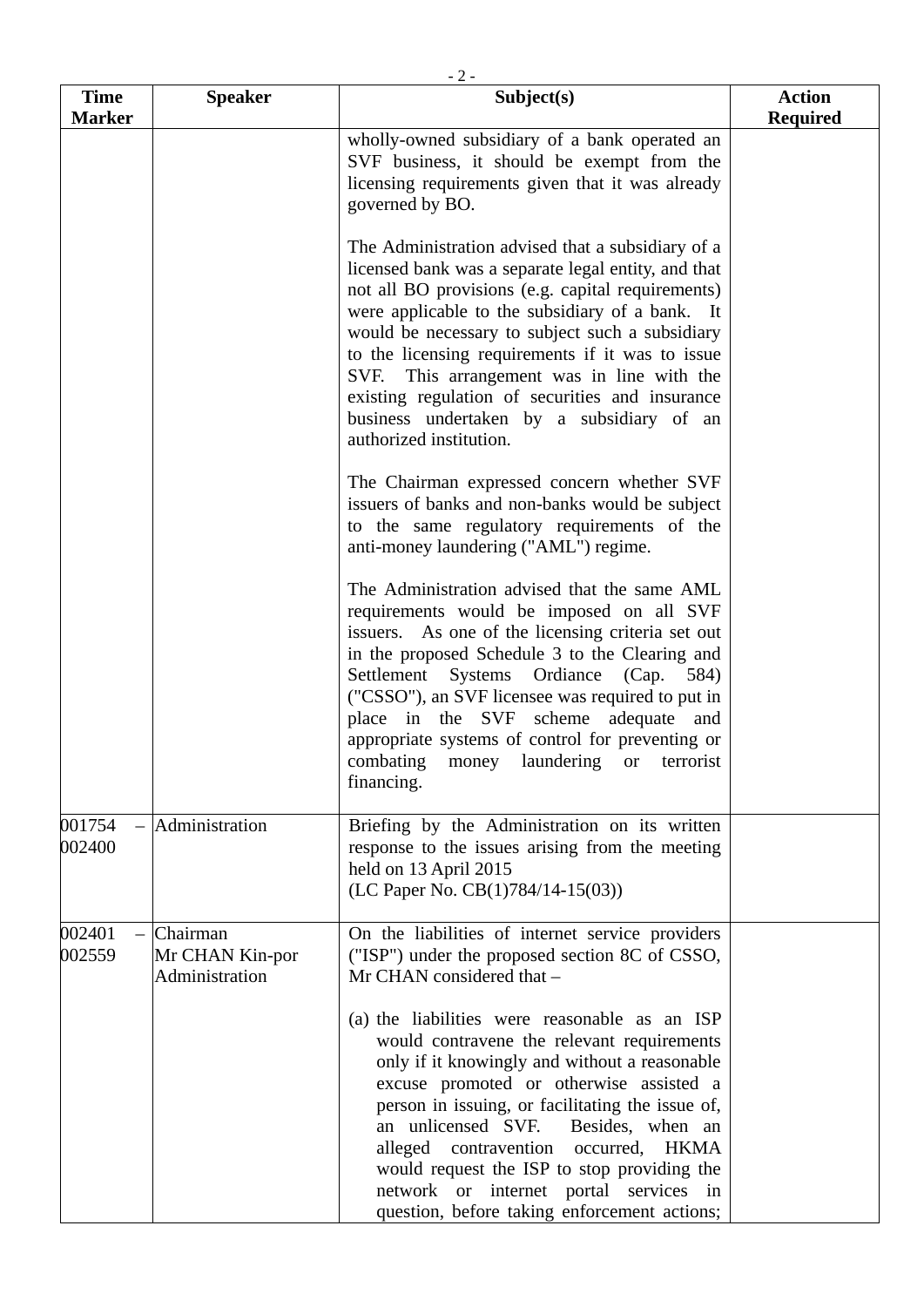| Time Marker | Speaker | Subject(s) | Action Required |
|---|---|---|---|
| | | wholly-owned subsidiary of a bank operated an SVF business, it should be exempt from the licensing requirements given that it was already governed by BO.<br><br>The Administration advised that a subsidiary of a licensed bank was a separate legal entity, and that not all BO provisions (e.g. capital requirements) were applicable to the subsidiary of a bank. It would be necessary to subject such a subsidiary to the licensing requirements if it was to issue SVF. This arrangement was in line with the existing regulation of securities and insurance business undertaken by a subsidiary of an authorized institution.<br><br>The Chairman expressed concern whether SVF issuers of banks and non-banks would be subject to the same regulatory requirements of the anti-money laundering ("AML") regime.<br><br>The Administration advised that the same AML requirements would be imposed on all SVF issuers. As one of the licensing criteria set out in the proposed Schedule 3 to the Clearing and Settlement Systems Ordiance (Cap. 584) ("CSSO"), an SVF licensee was required to put in place in the SVF scheme adequate and appropriate systems of control for preventing or combating money laundering or terrorist financing. | |
| 001754 – 002400 | Administration | Briefing by the Administration on its written response to the issues arising from the meeting held on 13 April 2015<br>(LC Paper No. CB(1)784/14-15(03)) | |
| 002401 – 002559 | Chairman<br>Mr CHAN Kin-por<br>Administration | On the liabilities of internet service providers ("ISP") under the proposed section 8C of CSSO, Mr CHAN considered that –<br><br>(a) the liabilities were reasonable as an ISP would contravene the relevant requirements only if it knowingly and without a reasonable excuse promoted or otherwise assisted a person in issuing, or facilitating the issue of, an unlicensed SVF. Besides, when an alleged contravention occurred, HKMA would request the ISP to stop providing the network or internet portal services in question, before taking enforcement actions; | |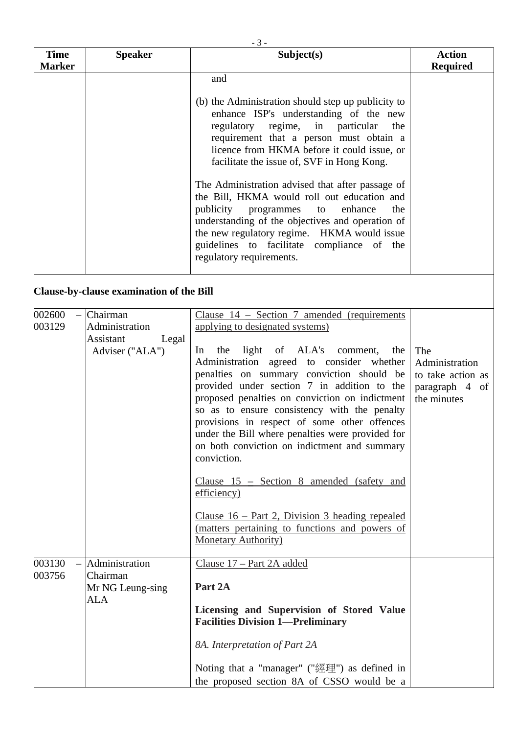| Time Marker | Speaker | Subject(s) | Action Required |
|---|---|---|---|
| | | and<br><br>(b) the Administration should step up publicity to enhance ISP's understanding of the new regulatory regime, in particular the requirement that a person must obtain a licence from HKMA before it could issue, or facilitate the issue of, SVF in Hong Kong.<br><br>The Administration advised that after passage of the Bill, HKMA would roll out education and publicity programmes to enhance the understanding of the objectives and operation of the new regulatory regime. HKMA would issue guidelines to facilitate compliance of the regulatory requirements. | |
| **Clause-by-clause examination of the Bill** | | | |
| 002600 – 003129 | Chairman<br>Administration<br>Assistant Legal Adviser ("ALA") | <u>Clause 14 – Section 7 amended (requirements applying to designated systems)</u><br><br>In the light of ALA's comment, the Administration agreed to consider whether penalties on summary conviction should be provided under section 7 in addition to the proposed penalties on conviction on indictment so as to ensure consistency with the penalty provisions in respect of some other offences under the Bill where penalties were provided for on both conviction on indictment and summary conviction.<br><br><u>Clause 15 – Section 8 amended (safety and efficiency)</u><br><br><u>Clause 16 – Part 2, Division 3 heading repealed (matters pertaining to functions and powers of Monetary Authority)</u> | The Administration to take action as paragraph 4 of the minutes |
| 003130 – 003756 | Administration<br>Chairman<br>Mr NG Leung-sing<br>ALA | <u>Clause 17 – Part 2A added</u><br><br>**Part 2A**<br><br>**Licensing and Supervision of Stored Value Facilities Division 1—Preliminary**<br><br>*8A. Interpretation of Part 2A*<br><br>Noting that a "manager" ("經理") as defined in the proposed section 8A of CSSO would be a | |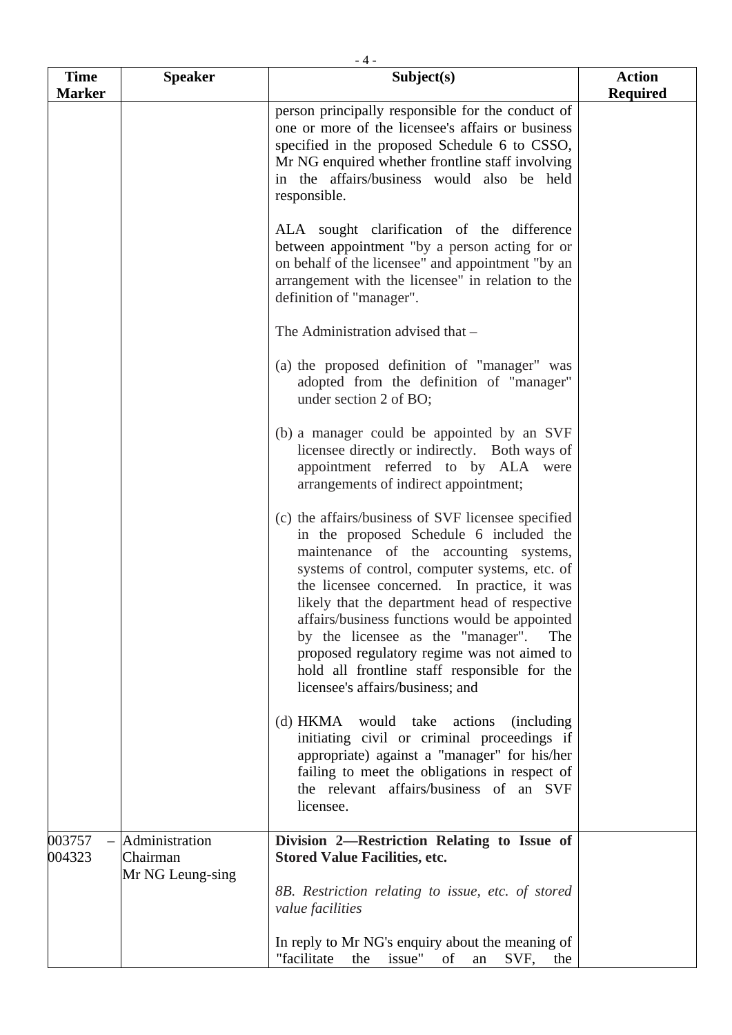| Time Marker | Speaker | Subject(s) | Action Required |
|---|---|---|---|
| | | person principally responsible for the conduct of one or more of the licensee's affairs or business specified in the proposed Schedule 6 to CSSO, Mr NG enquired whether frontline staff involving in the affairs/business would also be held responsible.<br><br>ALA sought clarification of the difference between appointment "by a person acting for or on behalf of the licensee" and appointment "by an arrangement with the licensee" in relation to the definition of "manager".<br><br>The Administration advised that –<br><br>(a) the proposed definition of "manager" was adopted from the definition of "manager" under section 2 of BO;<br><br>(b) a manager could be appointed by an SVF licensee directly or indirectly. Both ways of appointment referred to by ALA were arrangements of indirect appointment;<br><br>(c) the affairs/business of SVF licensee specified in the proposed Schedule 6 included the maintenance of the accounting systems, systems of control, computer systems, etc. of the licensee concerned. In practice, it was likely that the department head of respective affairs/business functions would be appointed by the licensee as the "manager". The proposed regulatory regime was not aimed to hold all frontline staff responsible for the licensee's affairs/business; and<br><br>(d) HKMA would take actions (including initiating civil or criminal proceedings if appropriate) against a "manager" for his/her failing to meet the obligations in respect of the relevant affairs/business of an SVF licensee. | |
| 003757 – 004323 | Administration<br>Chairman<br>Mr NG Leung-sing | **Division 2—Restriction Relating to Issue of Stored Value Facilities, etc.**<br><br>*8B. Restriction relating to issue, etc. of stored value facilities*<br><br>In reply to Mr NG's enquiry about the meaning of "facilitate the issue" of an SVF, the | |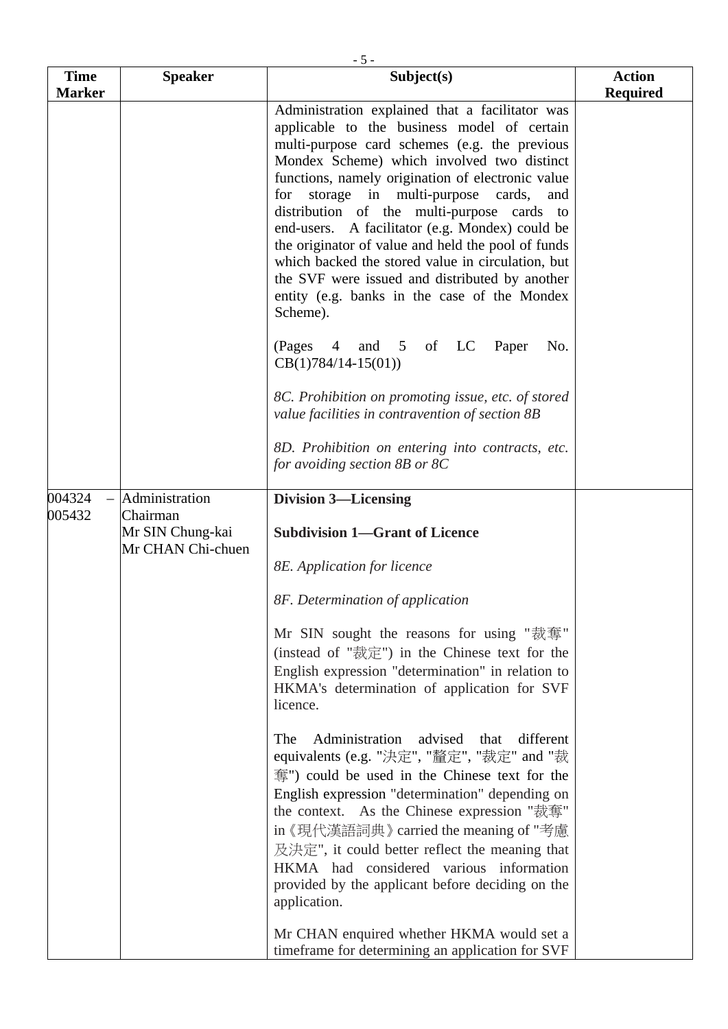| Time Marker | Speaker | Subject(s) | Action Required |
|---|---|---|---|
| | | Administration explained that a facilitator was applicable to the business model of certain multi-purpose card schemes (e.g. the previous Mondex Scheme) which involved two distinct functions, namely origination of electronic value for storage in multi-purpose cards, and distribution of the multi-purpose cards to end-users. A facilitator (e.g. Mondex) could be the originator of value and held the pool of funds which backed the stored value in circulation, but the SVF were issued and distributed by another entity (e.g. banks in the case of the Mondex Scheme).<br><br>(Pages 4 and 5 of LC Paper No. CB(1)784/14-15(01))<br><br>*8C. Prohibition on promoting issue, etc. of stored value facilities in contravention of section 8B*<br><br>*8D. Prohibition on entering into contracts, etc. for avoiding section 8B or 8C* | |
| 004324 – 005432 | Administration<br>Chairman<br>Mr SIN Chung-kai<br>Mr CHAN Chi-chuen | **Division 3—Licensing**<br><br>**Subdivision 1—Grant of Licence**<br><br>*8E. Application for licence*<br><br>*8F. Determination of application*<br><br>Mr SIN sought the reasons for using "裁奪" (instead of "裁定") in the Chinese text for the English expression "determination" in relation to HKMA's determination of application for SVF licence.<br><br>The Administration advised that different equivalents (e.g. "決定", "釐定", "裁定" and "裁奪") could be used in the Chinese text for the English expression "determination" depending on the context. As the Chinese expression "裁奪" in《現代漢語詞典》carried the meaning of "考慮及決定", it could better reflect the meaning that HKMA had considered various information provided by the applicant before deciding on the application.<br><br>Mr CHAN enquired whether HKMA would set a timeframe for determining an application for SVF | |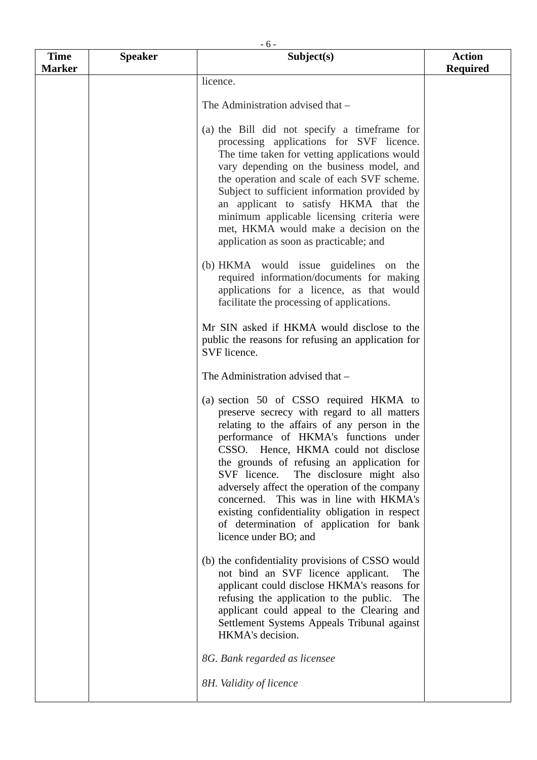| Time Marker | Speaker | Subject(s) | Action Required |
|---|---|---|---|
| | | licence.<br><br>The Administration advised that –<br><br>(a) the Bill did not specify a timeframe for processing applications for SVF licence. The time taken for vetting applications would vary depending on the business model, and the operation and scale of each SVF scheme. Subject to sufficient information provided by an applicant to satisfy HKMA that the minimum applicable licensing criteria were met, HKMA would make a decision on the application as soon as practicable; and<br><br>(b) HKMA would issue guidelines on the required information/documents for making applications for a licence, as that would facilitate the processing of applications.<br><br>Mr SIN asked if HKMA would disclose to the public the reasons for refusing an application for SVF licence.<br><br>The Administration advised that –<br><br>(a) section 50 of CSSO required HKMA to preserve secrecy with regard to all matters relating to the affairs of any person in the performance of HKMA's functions under CSSO. Hence, HKMA could not disclose the grounds of refusing an application for SVF licence. The disclosure might also adversely affect the operation of the company concerned. This was in line with HKMA's existing confidentiality obligation in respect of determination of application for bank licence under BO; and<br><br>(b) the confidentiality provisions of CSSO would not bind an SVF licence applicant. The applicant could disclose HKMA's reasons for refusing the application to the public. The applicant could appeal to the Clearing and Settlement Systems Appeals Tribunal against HKMA's decision.<br><br>*8G. Bank regarded as licensee*<br><br>*8H. Validity of licence* | |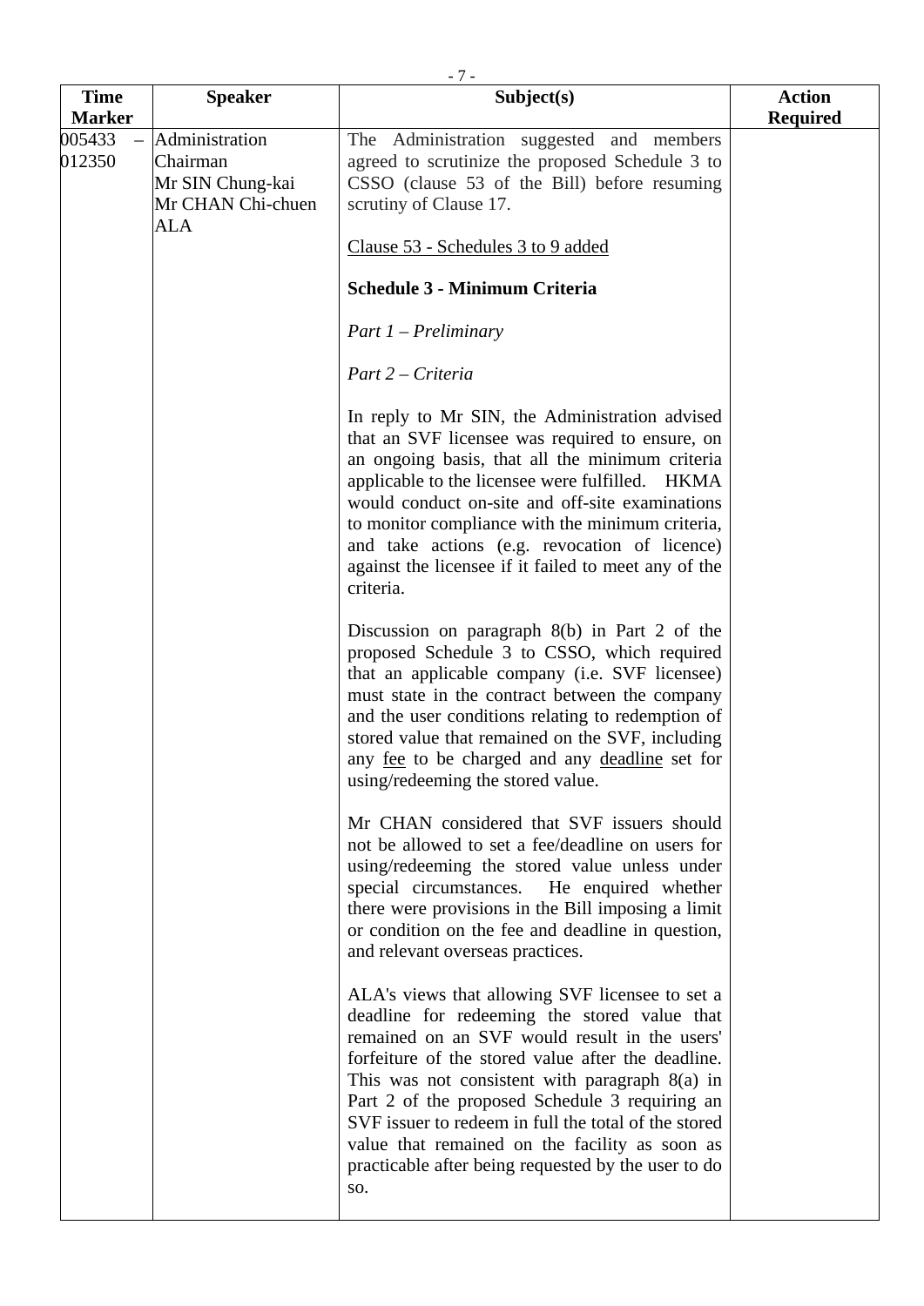| Time Marker | Speaker | Subject(s) | Action Required |
|---|---|---|---|
| 005433 – 012350 | Administration<br>Chairman<br>Mr SIN Chung-kai<br>Mr CHAN Chi-chuen<br>ALA | The Administration suggested and members agreed to scrutinize the proposed Schedule 3 to CSSO (clause 53 of the Bill) before resuming scrutiny of Clause 17.<br><br><u>Clause 53 - Schedules 3 to 9 added</u><br><br>**Schedule 3 - Minimum Criteria**<br><br>*Part 1 – Preliminary*<br><br>*Part 2 – Criteria*<br><br>In reply to Mr SIN, the Administration advised that an SVF licensee was required to ensure, on an ongoing basis, that all the minimum criteria applicable to the licensee were fulfilled. HKMA would conduct on-site and off-site examinations to monitor compliance with the minimum criteria, and take actions (e.g. revocation of licence) against the licensee if it failed to meet any of the criteria.<br><br>Discussion on paragraph 8(b) in Part 2 of the proposed Schedule 3 to CSSO, which required that an applicable company (i.e. SVF licensee) must state in the contract between the company and the user conditions relating to redemption of stored value that remained on the SVF, including any <u>fee</u> to be charged and any <u>deadline</u> set for using/redeeming the stored value.<br><br>Mr CHAN considered that SVF issuers should not be allowed to set a fee/deadline on users for using/redeeming the stored value unless under special circumstances. He enquired whether there were provisions in the Bill imposing a limit or condition on the fee and deadline in question, and relevant overseas practices.<br><br>ALA's views that allowing SVF licensee to set a deadline for redeeming the stored value that remained on an SVF would result in the users' forfeiture of the stored value after the deadline. This was not consistent with paragraph 8(a) in Part 2 of the proposed Schedule 3 requiring an SVF issuer to redeem in full the total of the stored value that remained on the facility as soon as practicable after being requested by the user to do so. | |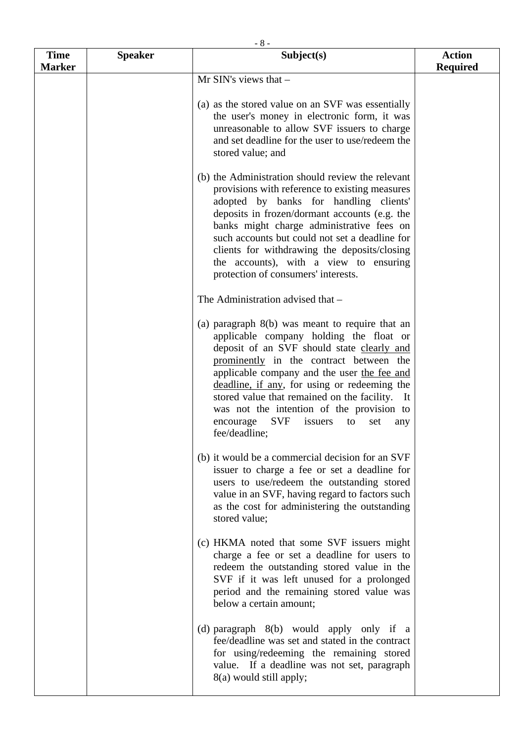| Time Marker | Speaker | Subject(s) | Action Required |
|---|---|---|---|
| | | Mr SIN's views that –<br><br>(a) as the stored value on an SVF was essentially the user's money in electronic form, it was unreasonable to allow SVF issuers to charge and set deadline for the user to use/redeem the stored value; and<br><br>(b) the Administration should review the relevant provisions with reference to existing measures adopted by banks for handling clients' deposits in frozen/dormant accounts (e.g. the banks might charge administrative fees on such accounts but could not set a deadline for clients for withdrawing the deposits/closing the accounts), with a view to ensuring protection of consumers' interests.<br><br>The Administration advised that –<br><br>(a) paragraph 8(b) was meant to require that an applicable company holding the float or deposit of an SVF should state <u>clearly and prominently</u> in the contract between the applicable company and the user <u>the fee and deadline, if any</u>, for using or redeeming the stored value that remained on the facility. It was not the intention of the provision to encourage SVF issuers to set any fee/deadline;<br><br>(b) it would be a commercial decision for an SVF issuer to charge a fee or set a deadline for users to use/redeem the outstanding stored value in an SVF, having regard to factors such as the cost for administering the outstanding stored value;<br><br>(c) HKMA noted that some SVF issuers might charge a fee or set a deadline for users to redeem the outstanding stored value in the SVF if it was left unused for a prolonged period and the remaining stored value was below a certain amount;<br><br>(d) paragraph 8(b) would apply only if a fee/deadline was set and stated in the contract for using/redeeming the remaining stored value. If a deadline was not set, paragraph 8(a) would still apply; | |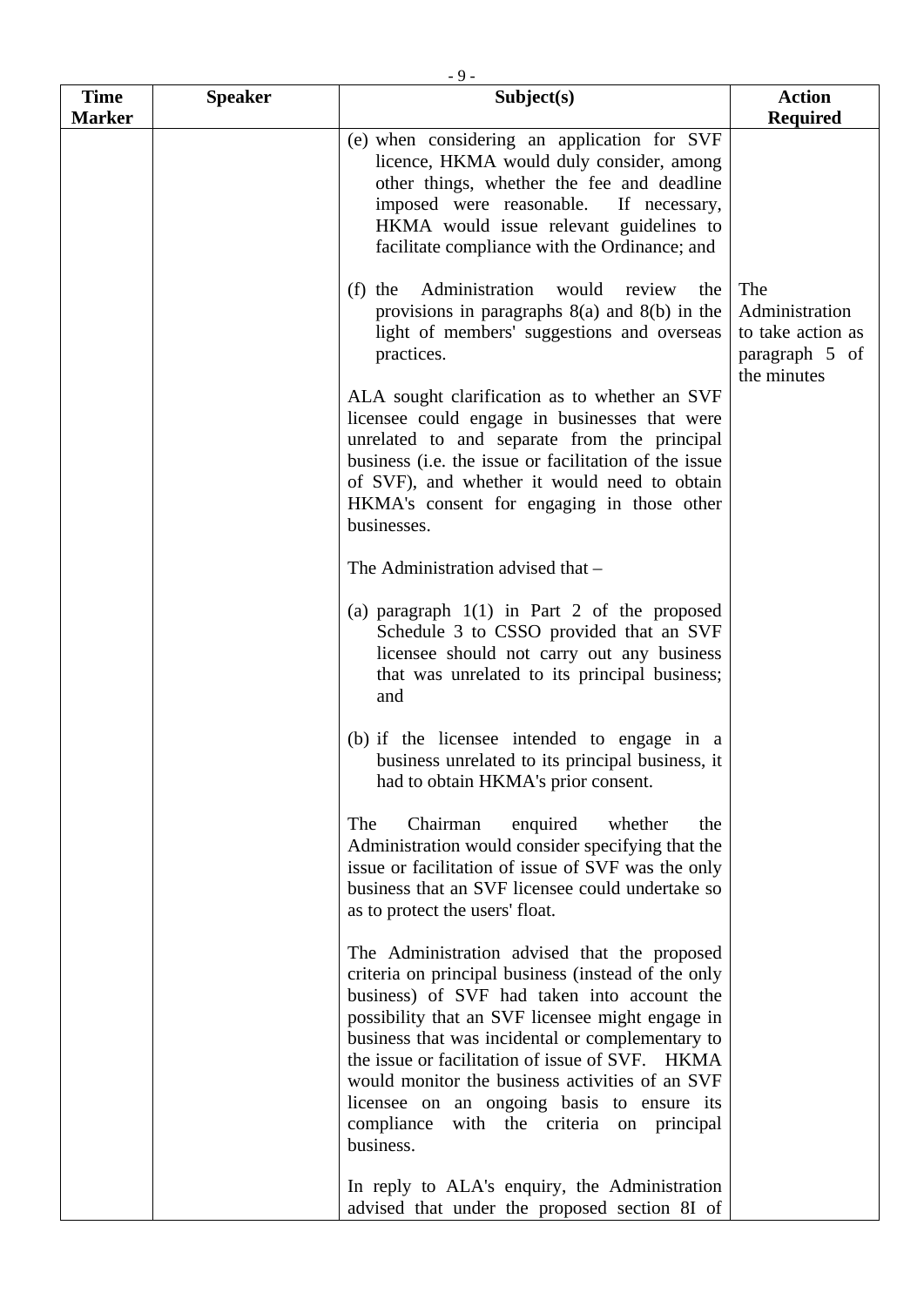| Time Marker | Speaker | Subject(s) | Action Required |
|---|---|---|---|
| | | (e) when considering an application for SVF licence, HKMA would duly consider, among other things, whether the fee and deadline imposed were reasonable. If necessary, HKMA would issue relevant guidelines to facilitate compliance with the Ordinance; and<br><br>(f) the Administration would review the provisions in paragraphs 8(a) and 8(b) in the light of members' suggestions and overseas practices.<br><br>ALA sought clarification as to whether an SVF licensee could engage in businesses that were unrelated to and separate from the principal business (i.e. the issue or facilitation of the issue of SVF), and whether it would need to obtain HKMA's consent for engaging in those other businesses.<br><br>The Administration advised that –<br><br>(a) paragraph 1(1) in Part 2 of the proposed Schedule 3 to CSSO provided that an SVF licensee should not carry out any business that was unrelated to its principal business; and<br><br>(b) if the licensee intended to engage in a business unrelated to its principal business, it had to obtain HKMA's prior consent.<br><br>The Chairman enquired whether the Administration would consider specifying that the issue or facilitation of issue of SVF was the only business that an SVF licensee could undertake so as to protect the users' float.<br><br>The Administration advised that the proposed criteria on principal business (instead of the only business) of SVF had taken into account the possibility that an SVF licensee might engage in business that was incidental or complementary to the issue or facilitation of issue of SVF. HKMA would monitor the business activities of an SVF licensee on an ongoing basis to ensure its compliance with the criteria on principal business.<br><br>In reply to ALA's enquiry, the Administration advised that under the proposed section 8I of | The Administration to take action as paragraph 5 of the minutes |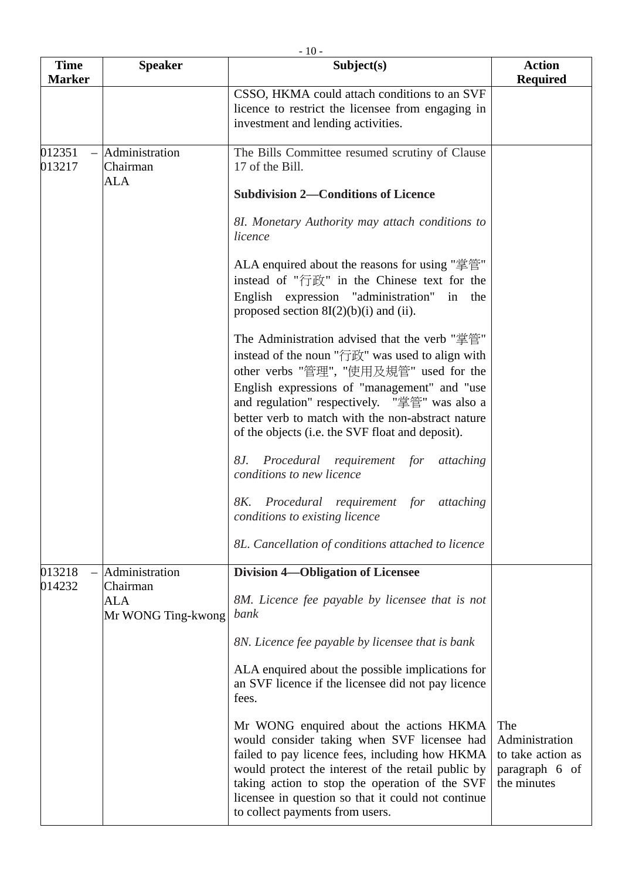| Time Marker | Speaker | Subject(s) | Action Required |
|---|---|---|---|
| | | CSSO, HKMA could attach conditions to an SVF licence to restrict the licensee from engaging in investment and lending activities. | |
| 012351 – 013217 | Administration<br>Chairman<br>ALA | The Bills Committee resumed scrutiny of Clause 17 of the Bill.<br><br>**Subdivision 2—Conditions of Licence**<br><br>*8I. Monetary Authority may attach conditions to licence*<br><br>ALA enquired about the reasons for using "掌管" instead of "行政" in the Chinese text for the English expression "administration" in the proposed section 8I(2)(b)(i) and (ii).<br><br>The Administration advised that the verb "掌管" instead of the noun "行政" was used to align with other verbs "管理", "使用及規管" used for the English expressions of "management" and "use and regulation" respectively. "掌管" was also a better verb to match with the non-abstract nature of the objects (i.e. the SVF float and deposit).<br><br>*8J. Procedural requirement for attaching conditions to new licence*<br><br>*8K. Procedural requirement for attaching conditions to existing licence*<br><br>*8L. Cancellation of conditions attached to licence* | |
| 013218 – 014232 | Administration<br>Chairman<br>ALA<br>Mr WONG Ting-kwong | **Division 4—Obligation of Licensee**<br><br>*8M. Licence fee payable by licensee that is not bank*<br><br>*8N. Licence fee payable by licensee that is bank*<br><br>ALA enquired about the possible implications for an SVF licence if the licensee did not pay licence fees.<br><br>Mr WONG enquired about the actions HKMA would consider taking when SVF licensee had failed to pay licence fees, including how HKMA would protect the interest of the retail public by taking action to stop the operation of the SVF licensee in question so that it could not continue to collect payments from users. | The Administration to take action as paragraph 6 of the minutes |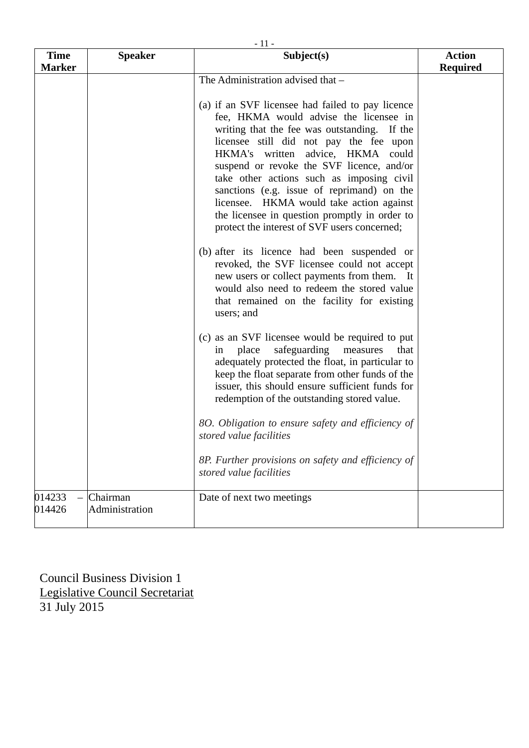| Time Marker | Speaker | Subject(s) | Action Required |
|---|---|---|---|
| | | The Administration advised that –<br><br>(a) if an SVF licensee had failed to pay licence fee, HKMA would advise the licensee in writing that the fee was outstanding. If the licensee still did not pay the fee upon HKMA's written advice, HKMA could suspend or revoke the SVF licence, and/or take other actions such as imposing civil sanctions (e.g. issue of reprimand) on the licensee. HKMA would take action against the licensee in question promptly in order to protect the interest of SVF users concerned;<br><br>(b) after its licence had been suspended or revoked, the SVF licensee could not accept new users or collect payments from them. It would also need to redeem the stored value that remained on the facility for existing users; and<br><br>(c) as an SVF licensee would be required to put in place safeguarding measures that adequately protected the float, in particular to keep the float separate from other funds of the issuer, this should ensure sufficient funds for redemption of the outstanding stored value.<br><br>*8O. Obligation to ensure safety and efficiency of stored value facilities*<br><br>*8P. Further provisions on safety and efficiency of stored value facilities* | |
| 014233 – 014426 | Chairman<br>Administration | Date of next two meetings | |

Council Business Division 1
Legislative Council Secretariat
31 July 2015